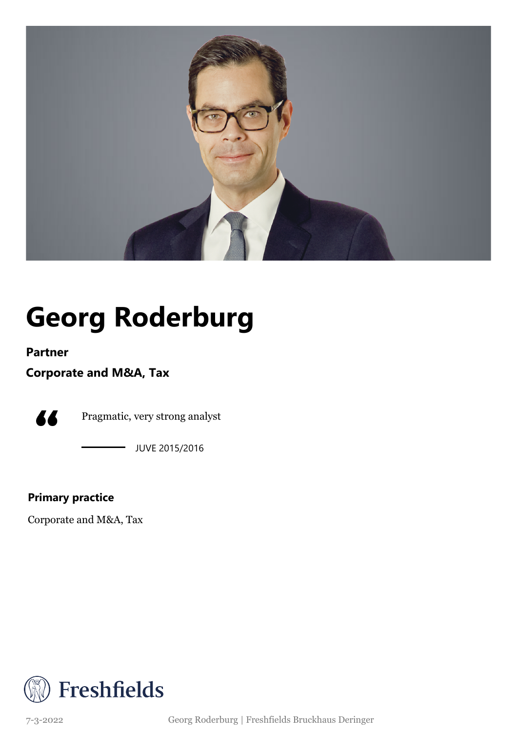# Georg Roderburg

**Partner**

**Corporate and M&A, Tax**

> Pragmatic, very strong analyst
>
> JUVE 2015/2016

**Primary practice**

Corporate and M&A, Tax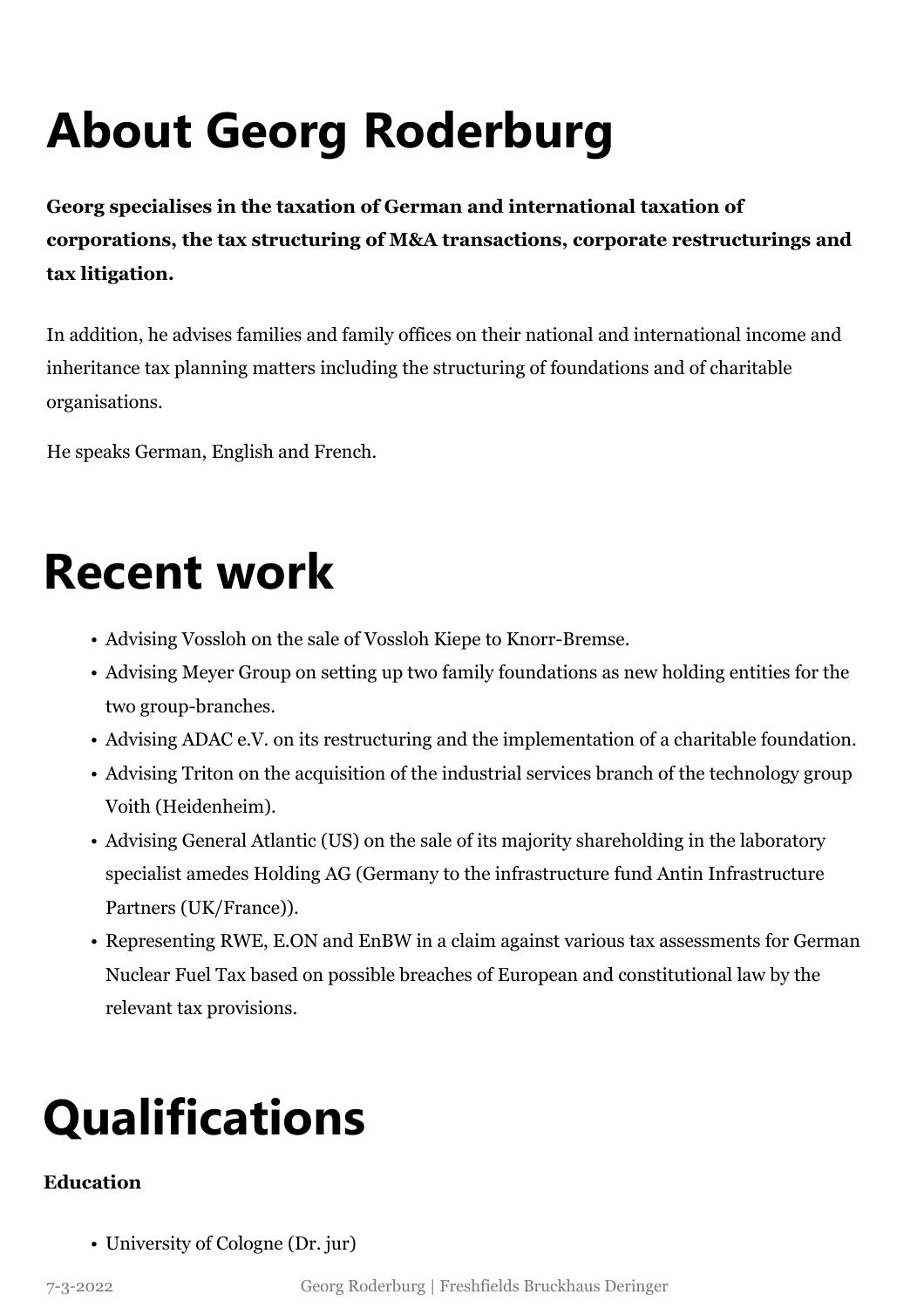# About Georg Roderburg

**Georg specialises in the taxation of German and international taxation of corporations, the tax structuring of M&A transactions, corporate restructurings and tax litigation.**

In addition, he advises families and family offices on their national and international income and inheritance tax planning matters including the structuring of foundations and of charitable organisations.

He speaks German, English and French.

# Recent work

- Advising Vossloh on the sale of Vossloh Kiepe to Knorr-Bremse.
- Advising Meyer Group on setting up two family foundations as new holding entities for the two group-branches.
- Advising ADAC e.V. on its restructuring and the implementation of a charitable foundation.
- Advising Triton on the acquisition of the industrial services branch of the technology group Voith (Heidenheim).
- Advising General Atlantic (US) on the sale of its majority shareholding in the laboratory specialist amedes Holding AG (Germany to the infrastructure fund Antin Infrastructure Partners (UK/France)).
- Representing RWE, E.ON and EnBW in a claim against various tax assessments for German Nuclear Fuel Tax based on possible breaches of European and constitutional law by the relevant tax provisions.

# Qualifications

**Education**

- University of Cologne (Dr. jur)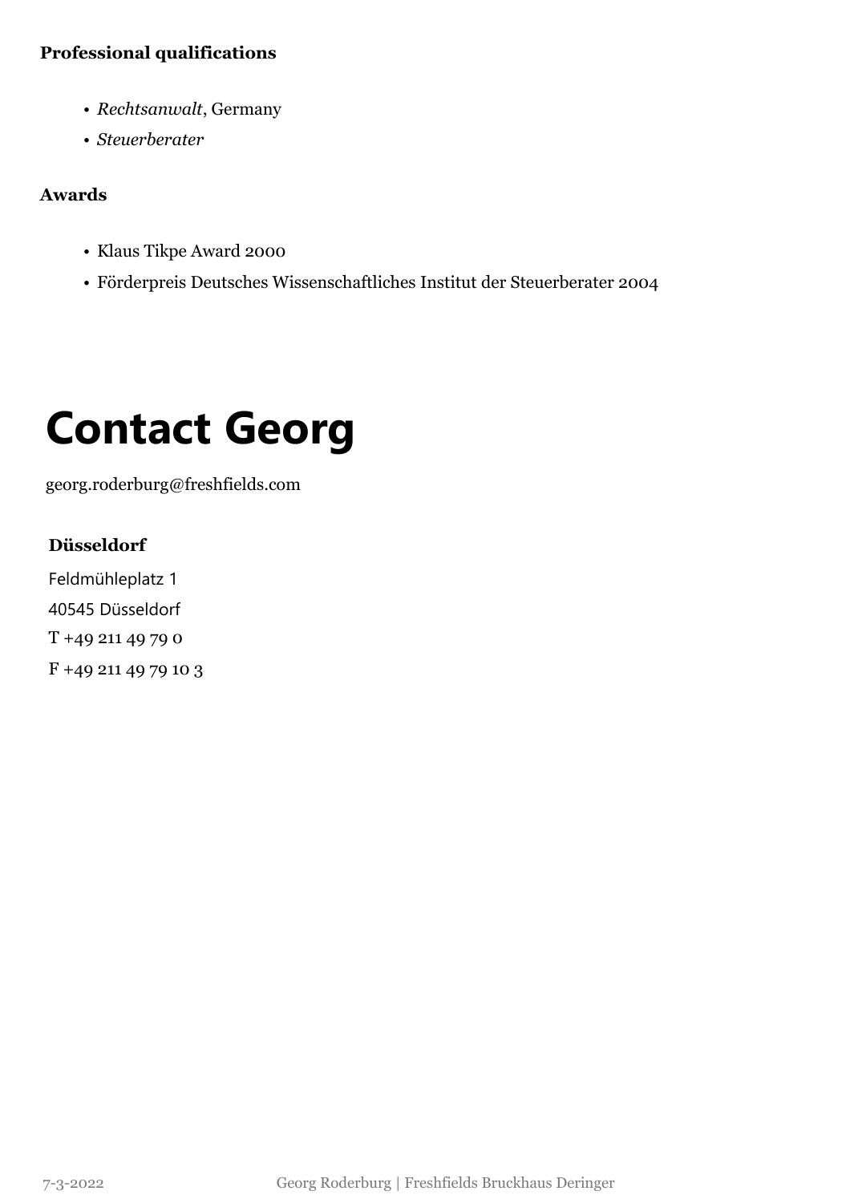**Professional qualifications**

- *Rechtsanwalt*, Germany
- *Steuerberater*

**Awards**

- Klaus Tikpe Award 2000
- Förderpreis Deutsches Wissenschaftliches Institut der Steuerberater 2004

# Contact Georg

georg.roderburg@freshfields.com

**Düsseldorf**

Feldmühleplatz 1

40545 Düsseldorf

T +49 211 49 79 0

F +49 211 49 79 10 3